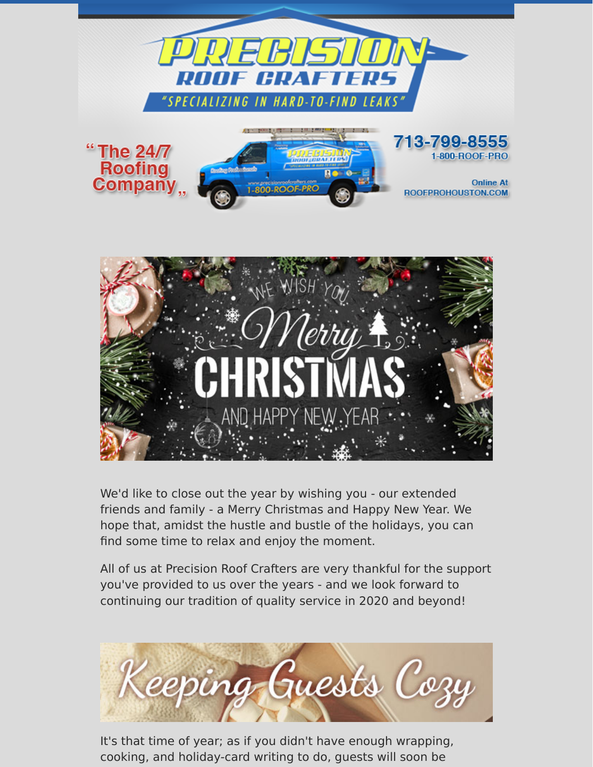# PRECISION ROOF CRAFTERS

"SPECIALIZING IN HARD-TO-FIND LEAKS"

"The 24/7 Roofing Company"

713-799-8555
1-800-ROOF-PRO

Online At
ROOFPROHOUSTON.COM

## We Wish You Merry Christmas and Happy New Year

We'd like to close out the year by wishing you - our extended friends and family - a Merry Christmas and Happy New Year. We hope that, amidst the hustle and bustle of the holidays, you can find some time to relax and enjoy the moment.

All of us at Precision Roof Crafters are very thankful for the support you've provided to us over the years - and we look forward to continuing our tradition of quality service in 2020 and beyond!

## Keeping Guests Cozy

It's that time of year; as if you didn't have enough wrapping, cooking, and holiday-card writing to do, guests will soon be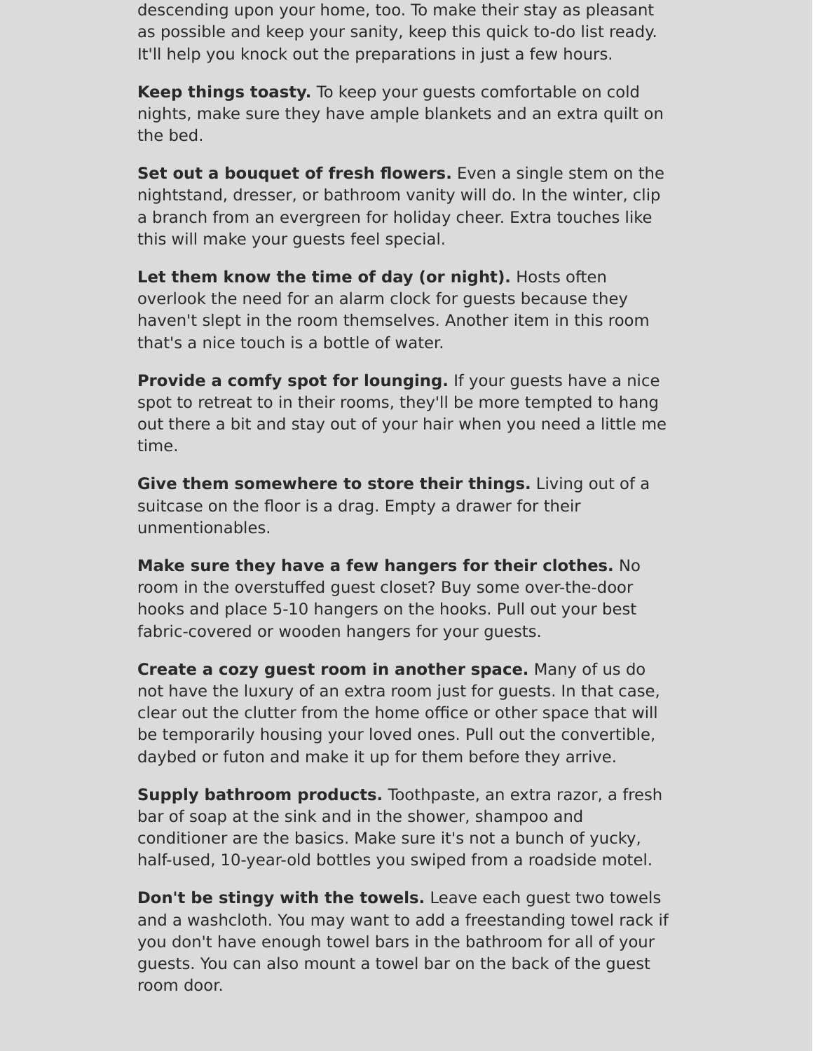descending upon your home, too. To make their stay as pleasant as possible and keep your sanity, keep this quick to-do list ready. It'll help you knock out the preparations in just a few hours.

**Keep things toasty.** To keep your guests comfortable on cold nights, make sure they have ample blankets and an extra quilt on the bed.

**Set out a bouquet of fresh flowers.** Even a single stem on the nightstand, dresser, or bathroom vanity will do. In the winter, clip a branch from an evergreen for holiday cheer. Extra touches like this will make your guests feel special.

**Let them know the time of day (or night).** Hosts often overlook the need for an alarm clock for guests because they haven't slept in the room themselves. Another item in this room that's a nice touch is a bottle of water.

**Provide a comfy spot for lounging.** If your guests have a nice spot to retreat to in their rooms, they'll be more tempted to hang out there a bit and stay out of your hair when you need a little me time.

**Give them somewhere to store their things.** Living out of a suitcase on the floor is a drag. Empty a drawer for their unmentionables.

**Make sure they have a few hangers for their clothes.** No room in the overstuffed guest closet? Buy some over-the-door hooks and place 5-10 hangers on the hooks. Pull out your best fabric-covered or wooden hangers for your guests.

**Create a cozy guest room in another space.** Many of us do not have the luxury of an extra room just for guests. In that case, clear out the clutter from the home office or other space that will be temporarily housing your loved ones. Pull out the convertible, daybed or futon and make it up for them before they arrive.

**Supply bathroom products.** Toothpaste, an extra razor, a fresh bar of soap at the sink and in the shower, shampoo and conditioner are the basics. Make sure it's not a bunch of yucky, half-used, 10-year-old bottles you swiped from a roadside motel.

**Don't be stingy with the towels.** Leave each guest two towels and a washcloth. You may want to add a freestanding towel rack if you don't have enough towel bars in the bathroom for all of your guests. You can also mount a towel bar on the back of the guest room door.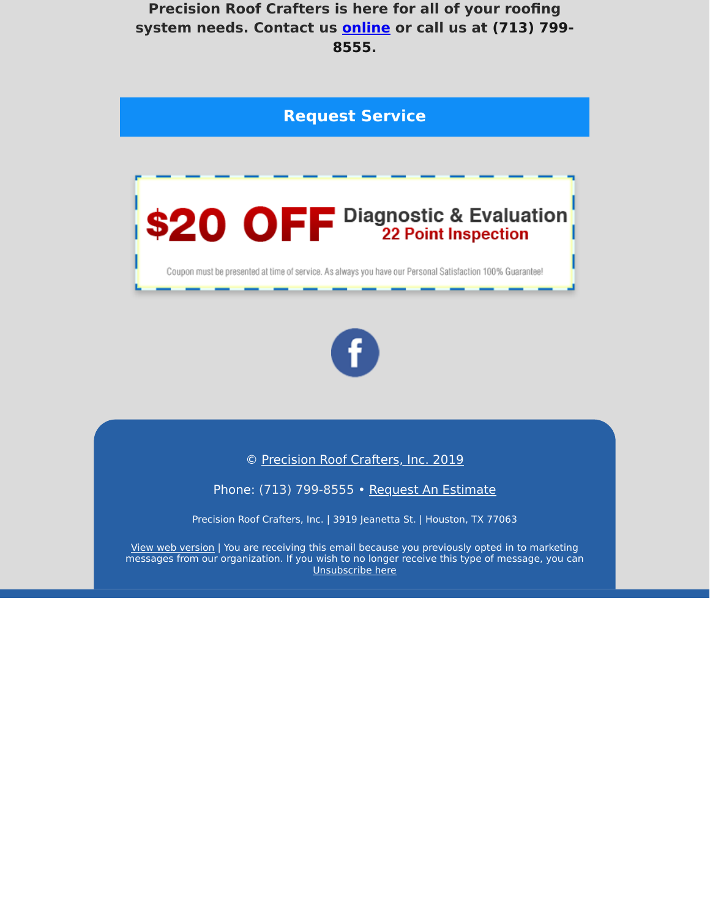**Precision Roof Crafters is here for all of your roofing system needs. Contact us online or call us at (713) 799-8555.**

**Request Service**

$20 OFF Diagnostic & Evaluation

22 Point Inspection

Coupon must be presented at time of service. As always you have our Personal Satisfaction 100% Guarantee!

© Precision Roof Crafters, Inc. 2019

Phone: (713) 799-8555 • Request An Estimate

Precision Roof Crafters, Inc. | 3919 Jeanetta St. | Houston, TX 77063

View web version | You are receiving this email because you previously opted in to marketing messages from our organization. If you wish to no longer receive this type of message, you can Unsubscribe here